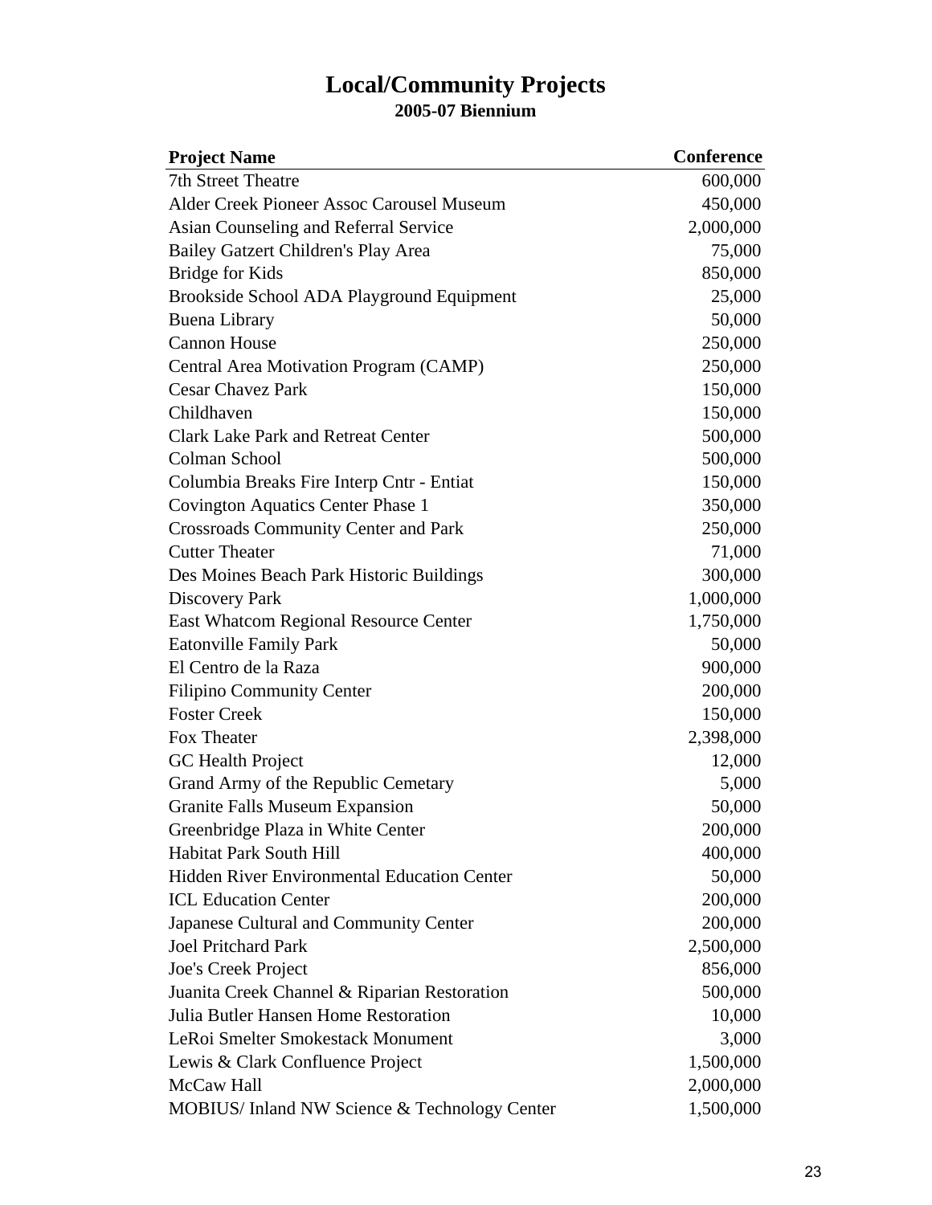# Local/Community Projects

## 2005-07 Biennium

| Project Name | Conference |
|---|---:|
| 7th Street Theatre | 600,000 |
| Alder Creek Pioneer Assoc Carousel Museum | 450,000 |
| Asian Counseling and Referral Service | 2,000,000 |
| Bailey Gatzert Children's Play Area | 75,000 |
| Bridge for Kids | 850,000 |
| Brookside School ADA Playground Equipment | 25,000 |
| Buena Library | 50,000 |
| Cannon House | 250,000 |
| Central Area Motivation Program (CAMP) | 250,000 |
| Cesar Chavez Park | 150,000 |
| Childhaven | 150,000 |
| Clark Lake Park and Retreat Center | 500,000 |
| Colman School | 500,000 |
| Columbia Breaks Fire Interp Cntr - Entiat | 150,000 |
| Covington Aquatics Center Phase 1 | 350,000 |
| Crossroads Community Center and Park | 250,000 |
| Cutter Theater | 71,000 |
| Des Moines Beach Park Historic Buildings | 300,000 |
| Discovery Park | 1,000,000 |
| East Whatcom Regional Resource Center | 1,750,000 |
| Eatonville Family Park | 50,000 |
| El Centro de la Raza | 900,000 |
| Filipino Community Center | 200,000 |
| Foster Creek | 150,000 |
| Fox Theater | 2,398,000 |
| GC Health Project | 12,000 |
| Grand Army of the Republic Cemetary | 5,000 |
| Granite Falls Museum Expansion | 50,000 |
| Greenbridge Plaza in White Center | 200,000 |
| Habitat Park South Hill | 400,000 |
| Hidden River Environmental Education Center | 50,000 |
| ICL Education Center | 200,000 |
| Japanese Cultural and Community Center | 200,000 |
| Joel Pritchard Park | 2,500,000 |
| Joe's Creek Project | 856,000 |
| Juanita Creek Channel & Riparian Restoration | 500,000 |
| Julia Butler Hansen Home Restoration | 10,000 |
| LeRoi Smelter Smokestack Monument | 3,000 |
| Lewis & Clark Confluence Project | 1,500,000 |
| McCaw Hall | 2,000,000 |
| MOBIUS/ Inland NW Science & Technology Center | 1,500,000 |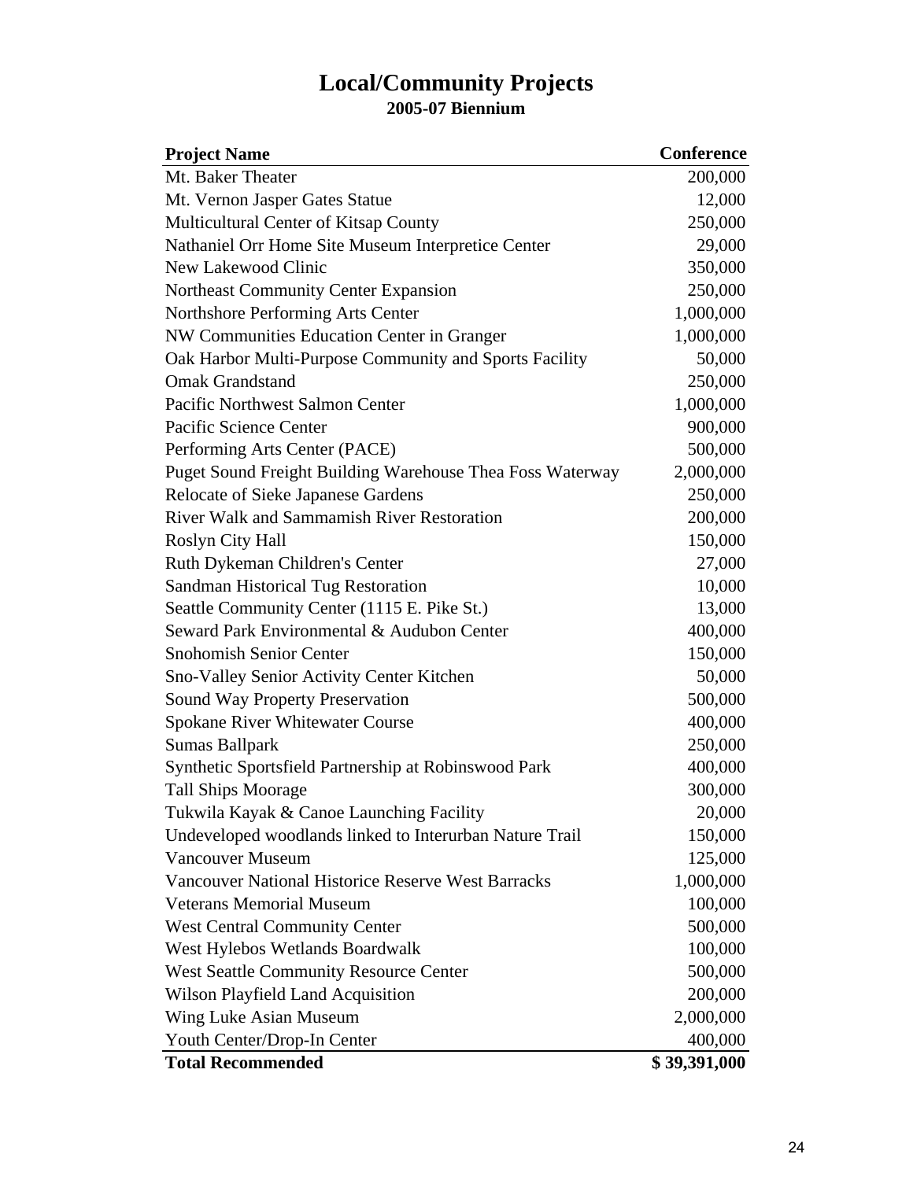# Local/Community Projects

## 2005-07 Biennium

| Project Name | Conference |
|---|---:|
| Mt. Baker Theater | 200,000 |
| Mt. Vernon Jasper Gates Statue | 12,000 |
| Multicultural Center of Kitsap County | 250,000 |
| Nathaniel Orr Home Site Museum Interpretice Center | 29,000 |
| New Lakewood Clinic | 350,000 |
| Northeast Community Center Expansion | 250,000 |
| Northshore Performing Arts Center | 1,000,000 |
| NW Communities Education Center in Granger | 1,000,000 |
| Oak Harbor Multi-Purpose Community and Sports Facility | 50,000 |
| Omak Grandstand | 250,000 |
| Pacific Northwest Salmon Center | 1,000,000 |
| Pacific Science Center | 900,000 |
| Performing Arts Center (PACE) | 500,000 |
| Puget Sound Freight Building Warehouse Thea Foss Waterway | 2,000,000 |
| Relocate of Sieke Japanese Gardens | 250,000 |
| River Walk and Sammamish River Restoration | 200,000 |
| Roslyn City Hall | 150,000 |
| Ruth Dykeman Children's Center | 27,000 |
| Sandman Historical Tug Restoration | 10,000 |
| Seattle Community Center (1115 E. Pike St.) | 13,000 |
| Seward Park Environmental & Audubon Center | 400,000 |
| Snohomish Senior Center | 150,000 |
| Sno-Valley Senior Activity Center Kitchen | 50,000 |
| Sound Way Property Preservation | 500,000 |
| Spokane River Whitewater Course | 400,000 |
| Sumas Ballpark | 250,000 |
| Synthetic Sportsfield Partnership at Robinswood Park | 400,000 |
| Tall Ships Moorage | 300,000 |
| Tukwila Kayak & Canoe Launching Facility | 20,000 |
| Undeveloped woodlands linked to Interurban Nature Trail | 150,000 |
| Vancouver Museum | 125,000 |
| Vancouver National Historice Reserve West Barracks | 1,000,000 |
| Veterans Memorial Museum | 100,000 |
| West Central Community Center | 500,000 |
| West Hylebos Wetlands Boardwalk | 100,000 |
| West Seattle Community Resource Center | 500,000 |
| Wilson Playfield Land Acquisition | 200,000 |
| Wing Luke Asian Museum | 2,000,000 |
| Youth Center/Drop-In Center | 400,000 |
| **Total Recommended** | **$ 39,391,000** |